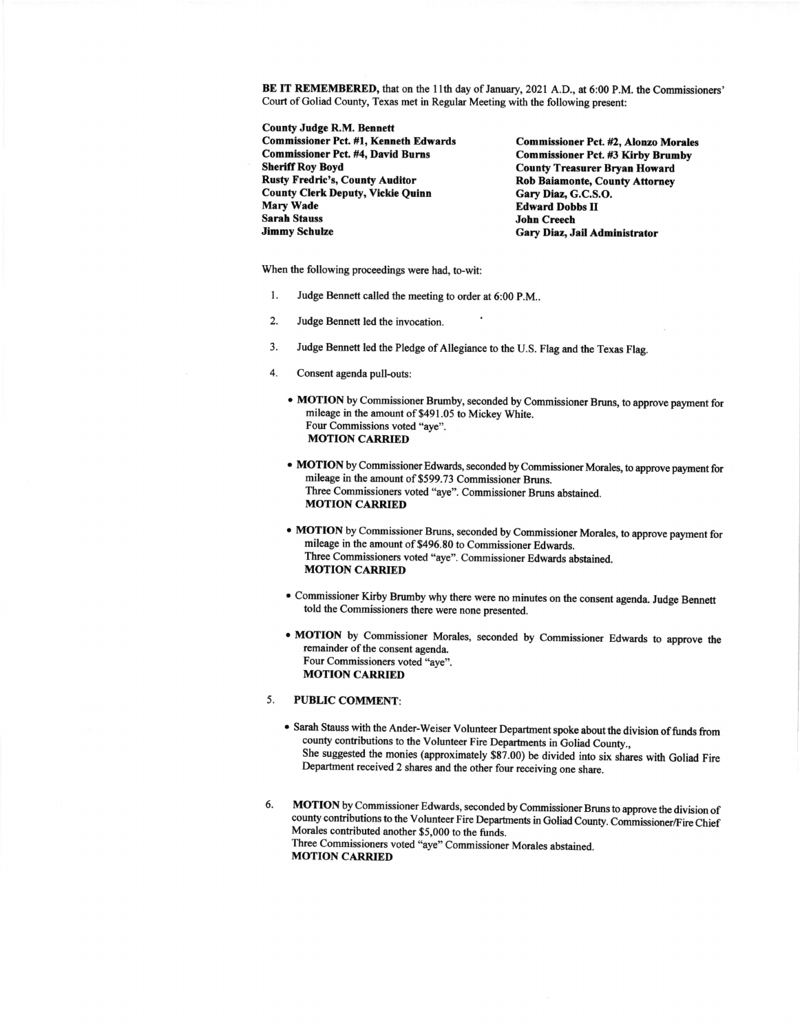**BE IT REMEMBERED,** that on the 11th day of January, 2021 A.D., at 6:00 P.M. the Commissioners' Court of Goliad County, Texas met in Regular Meeting with the following present:

**County Judge R.M. Bennett**
**Commissioner Pct. #1, Kenneth Edwards**
**Commissioner Pct. #2, Alonzo Morales**
**Commissioner Pct. #4, David Burns**
**Commissioner Pct. #3 Kirby Brumby**
**Sheriff Roy Boyd**
**County Treasurer Bryan Howard**
**Rusty Fredric's, County Auditor**
**Rob Baiamonte, County Attorney**
**County Clerk Deputy, Vickie Quinn**
**Gary Diaz, G.C.S.O.**
**Mary Wade**
**Edward Dobbs II**
**Sarah Stauss**
**John Creech**
**Jimmy Schulze**
**Gary Diaz, Jail Administrator**

When the following proceedings were had, to-wit:

1. Judge Bennett called the meeting to order at 6:00 P.M..

2. Judge Bennett led the invocation.

3. Judge Bennett led the Pledge of Allegiance to the U.S. Flag and the Texas Flag.

4. Consent agenda pull-outs:

   - **MOTION** by Commissioner Brumby, seconded by Commissioner Bruns, to approve payment for mileage in the amount of $491.05 to Mickey White.
     Four Commissions voted "aye".
     **MOTION CARRIED**

   - **MOTION** by Commissioner Edwards, seconded by Commissioner Morales, to approve payment for mileage in the amount of $599.73 Commissioner Bruns.
     Three Commissioners voted "aye". Commissioner Bruns abstained.
     **MOTION CARRIED**

   - **MOTION** by Commissioner Bruns, seconded by Commissioner Morales, to approve payment for mileage in the amount of $496.80 to Commissioner Edwards.
     Three Commissioners voted "aye". Commissioner Edwards abstained.
     **MOTION CARRIED**

   - Commissioner Kirby Brumby why there were no minutes on the consent agenda. Judge Bennett told the Commissioners there were none presented.

   - **MOTION** by Commissioner Morales, seconded by Commissioner Edwards to approve the remainder of the consent agenda.
     Four Commissioners voted "aye".
     **MOTION CARRIED**

5. **PUBLIC COMMENT**:

   - Sarah Stauss with the Ander-Weiser Volunteer Department spoke about the division of funds from county contributions to the Volunteer Fire Departments in Goliad County.,
     She suggested the monies (approximately $87.00) be divided into six shares with Goliad Fire Department received 2 shares and the other four receiving one share.

6. **MOTION** by Commissioner Edwards, seconded by Commissioner Bruns to approve the division of county contributions to the Volunteer Fire Departments in Goliad County. Commissioner/Fire Chief Morales contributed another $5,000 to the funds.
   Three Commissioners voted "aye" Commissioner Morales abstained.
   **MOTION CARRIED**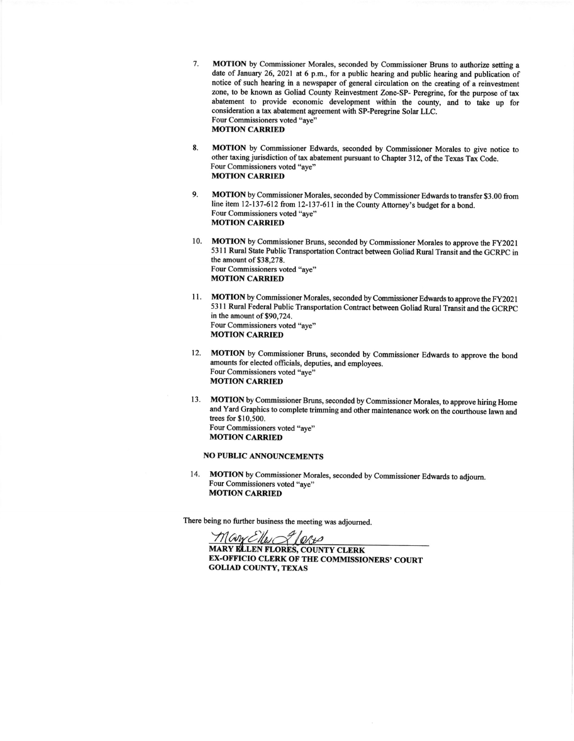7. **MOTION** by Commissioner Morales, seconded by Commissioner Bruns to authorize setting a date of January 26, 2021 at 6 p.m., for a public hearing and public hearing and publication of notice of such hearing in a newspaper of general circulation on the creating of a reinvestment zone, to be known as Goliad County Reinvestment Zone-SP- Peregrine, for the purpose of tax abatement to provide economic development within the county, and to take up for consideration a tax abatement agreement with SP-Peregrine Solar LLC.
   Four Commissioners voted "aye"
   **MOTION CARRIED**

8. **MOTION** by Commissioner Edwards, seconded by Commissioner Morales to give notice to other taxing jurisdiction of tax abatement pursuant to Chapter 312, of the Texas Tax Code.
   Four Commissioners voted "aye"
   **MOTION CARRIED**

9. **MOTION** by Commissioner Morales, seconded by Commissioner Edwards to transfer $3.00 from line item 12-137-612 from 12-137-611 in the County Attorney's budget for a bond.
   Four Commissioners voted "aye"
   **MOTION CARRIED**

10. **MOTION** by Commissioner Bruns, seconded by Commissioner Morales to approve the FY2021 5311 Rural State Public Transportation Contract between Goliad Rural Transit and the GCRPC in the amount of $38,278.
    Four Commissioners voted "aye"
    **MOTION CARRIED**

11. **MOTION** by Commissioner Morales, seconded by Commissioner Edwards to approve the FY2021 5311 Rural Federal Public Transportation Contract between Goliad Rural Transit and the GCRPC in the amount of $90,724.
    Four Commissioners voted "aye"
    **MOTION CARRIED**

12. **MOTION** by Commissioner Bruns, seconded by Commissioner Edwards to approve the bond amounts for elected officials, deputies, and employees.
    Four Commissioners voted "aye"
    **MOTION CARRIED**

13. **MOTION** by Commissioner Bruns, seconded by Commissioner Morales, to approve hiring Home and Yard Graphics to complete trimming and other maintenance work on the courthouse lawn and trees for $10,500.
    Four Commissioners voted "aye"
    **MOTION CARRIED**

**NO PUBLIC ANNOUNCEMENTS**

14. **MOTION** by Commissioner Morales, seconded by Commissioner Edwards to adjourn.
    Four Commissioners voted "aye"
    **MOTION CARRIED**

There being no further business the meeting was adjourned.

Mary Ellen Flores

**MARY ELLEN FLORES, COUNTY CLERK**
**EX-OFFICIO CLERK OF THE COMMISSIONERS' COURT**
**GOLIAD COUNTY, TEXAS**